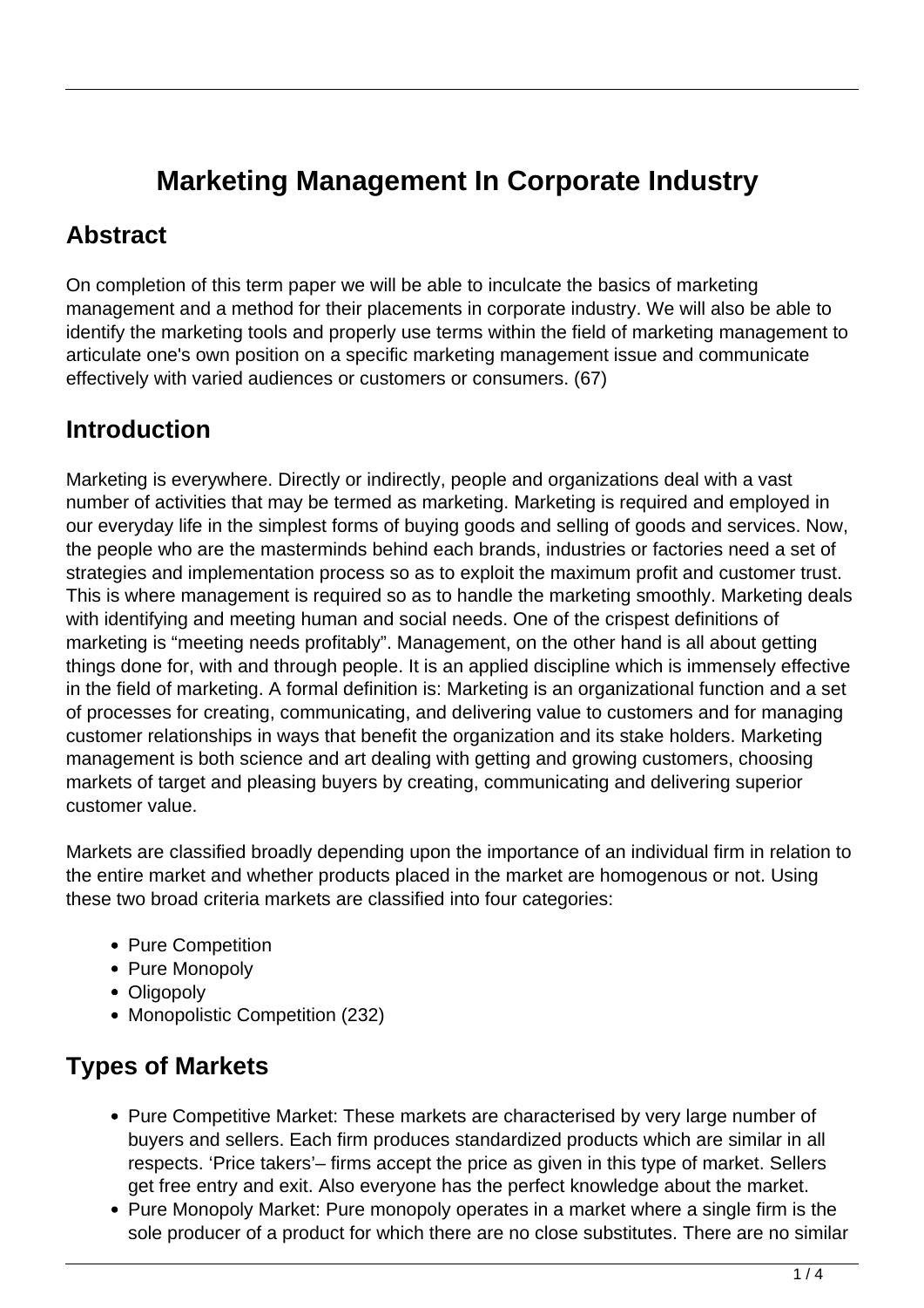# Marketing Management In Corporate Industry

## Abstract

On completion of this term paper we will be able to inculcate the basics of marketing management and a method for their placements in corporate industry. We will also be able to identify the marketing tools and properly use terms within the field of marketing management to articulate one's own position on a specific marketing management issue and communicate effectively with varied audiences or customers or consumers. (67)

## Introduction

Marketing is everywhere. Directly or indirectly, people and organizations deal with a vast number of activities that may be termed as marketing. Marketing is required and employed in our everyday life in the simplest forms of buying goods and selling of goods and services. Now, the people who are the masterminds behind each brands, industries or factories need a set of strategies and implementation process so as to exploit the maximum profit and customer trust. This is where management is required so as to handle the marketing smoothly. Marketing deals with identifying and meeting human and social needs. One of the crispest definitions of marketing is "meeting needs profitably". Management, on the other hand is all about getting things done for, with and through people. It is an applied discipline which is immensely effective in the field of marketing. A formal definition is: Marketing is an organizational function and a set of processes for creating, communicating, and delivering value to customers and for managing customer relationships in ways that benefit the organization and its stake holders. Marketing management is both science and art dealing with getting and growing customers, choosing markets of target and pleasing buyers by creating, communicating and delivering superior customer value.

Markets are classified broadly depending upon the importance of an individual firm in relation to the entire market and whether products placed in the market are homogenous or not. Using these two broad criteria markets are classified into four categories:

- Pure Competition
- Pure Monopoly
- Oligopoly
- Monopolistic Competition (232)

## Types of Markets

- Pure Competitive Market: These markets are characterised by very large number of buyers and sellers. Each firm produces standardized products which are similar in all respects. 'Price takers'– firms accept the price as given in this type of market. Sellers get free entry and exit. Also everyone has the perfect knowledge about the market.
- Pure Monopoly Market: Pure monopoly operates in a market where a single firm is the sole producer of a product for which there are no close substitutes. There are no similar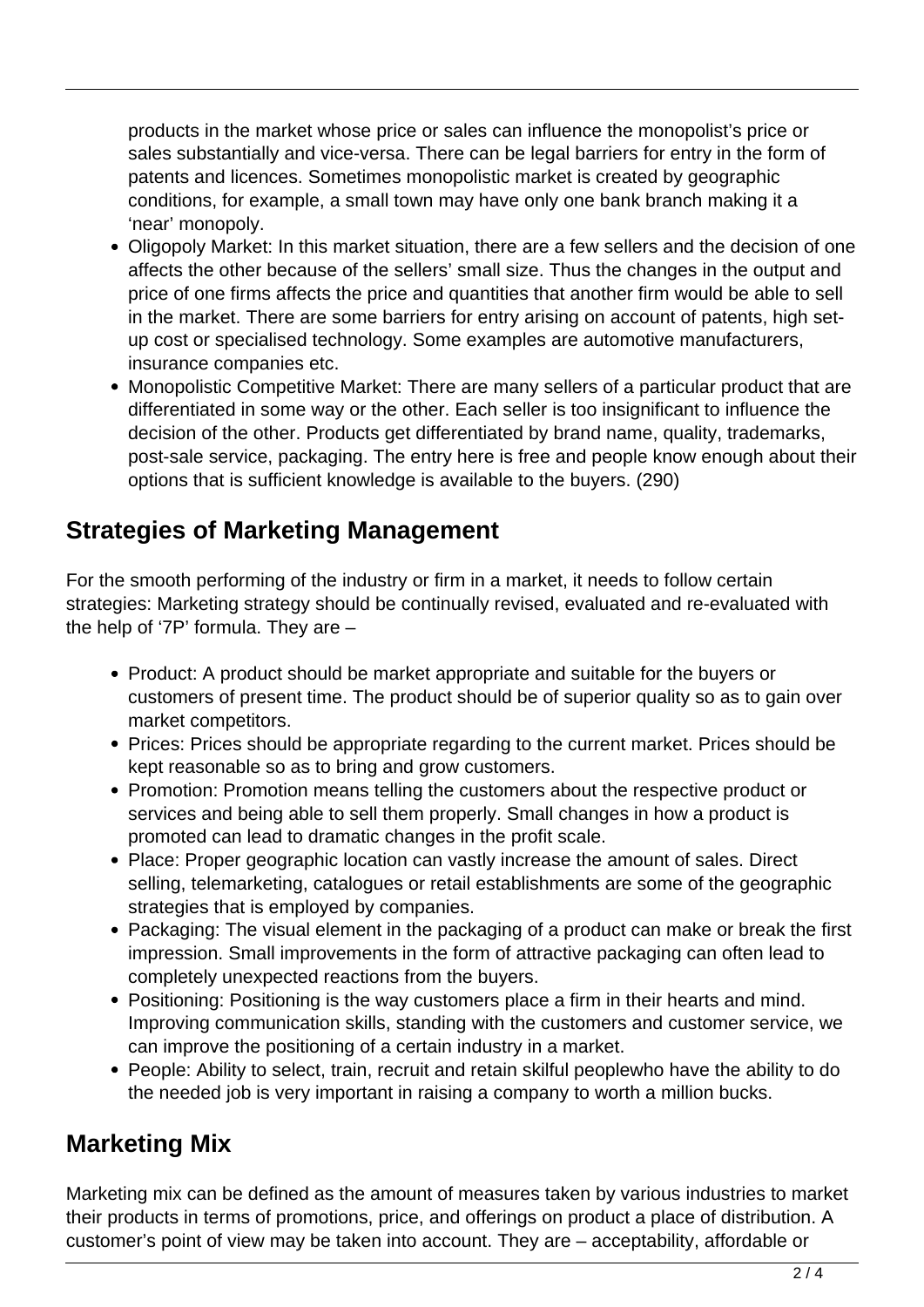products in the market whose price or sales can influence the monopolist's price or sales substantially and vice-versa. There can be legal barriers for entry in the form of patents and licences. Sometimes monopolistic market is created by geographic conditions, for example, a small town may have only one bank branch making it a 'near' monopoly.

- Oligopoly Market: In this market situation, there are a few sellers and the decision of one affects the other because of the sellers' small size. Thus the changes in the output and price of one firms affects the price and quantities that another firm would be able to sell in the market. There are some barriers for entry arising on account of patents, high set-up cost or specialised technology. Some examples are automotive manufacturers, insurance companies etc.
- Monopolistic Competitive Market: There are many sellers of a particular product that are differentiated in some way or the other. Each seller is too insignificant to influence the decision of the other. Products get differentiated by brand name, quality, trademarks, post-sale service, packaging. The entry here is free and people know enough about their options that is sufficient knowledge is available to the buyers. (290)

## Strategies of Marketing Management

For the smooth performing of the industry or firm in a market, it needs to follow certain strategies: Marketing strategy should be continually revised, evaluated and re-evaluated with the help of '7P' formula. They are –

- Product: A product should be market appropriate and suitable for the buyers or customers of present time. The product should be of superior quality so as to gain over market competitors.
- Prices: Prices should be appropriate regarding to the current market. Prices should be kept reasonable so as to bring and grow customers.
- Promotion: Promotion means telling the customers about the respective product or services and being able to sell them properly. Small changes in how a product is promoted can lead to dramatic changes in the profit scale.
- Place: Proper geographic location can vastly increase the amount of sales. Direct selling, telemarketing, catalogues or retail establishments are some of the geographic strategies that is employed by companies.
- Packaging: The visual element in the packaging of a product can make or break the first impression. Small improvements in the form of attractive packaging can often lead to completely unexpected reactions from the buyers.
- Positioning: Positioning is the way customers place a firm in their hearts and mind. Improving communication skills, standing with the customers and customer service, we can improve the positioning of a certain industry in a market.
- People: Ability to select, train, recruit and retain skilful peoplewho have the ability to do the needed job is very important in raising a company to worth a million bucks.

## Marketing Mix

Marketing mix can be defined as the amount of measures taken by various industries to market their products in terms of promotions, price, and offerings on product a place of distribution. A customer's point of view may be taken into account. They are – acceptability, affordable or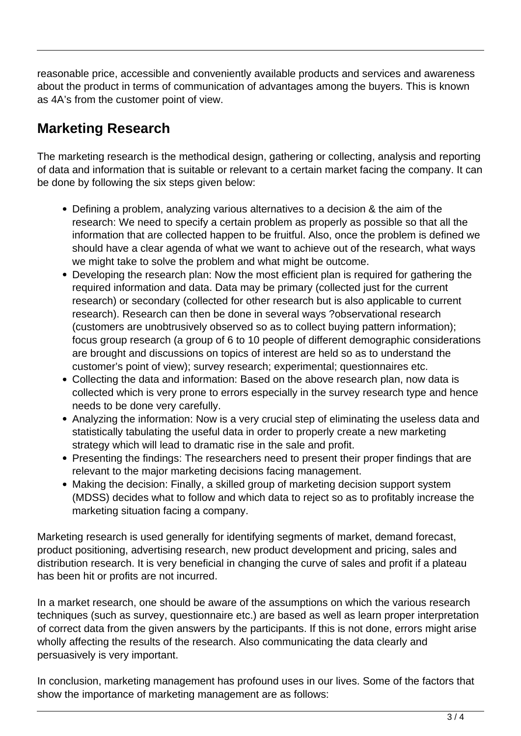reasonable price, accessible and conveniently available products and services and awareness about the product in terms of communication of advantages among the buyers. This is known as 4A's from the customer point of view.

## Marketing Research

The marketing research is the methodical design, gathering or collecting, analysis and reporting of data and information that is suitable or relevant to a certain market facing the company. It can be done by following the six steps given below:

- Defining a problem, analyzing various alternatives to a decision & the aim of the research: We need to specify a certain problem as properly as possible so that all the information that are collected happen to be fruitful. Also, once the problem is defined we should have a clear agenda of what we want to achieve out of the research, what ways we might take to solve the problem and what might be outcome.
- Developing the research plan: Now the most efficient plan is required for gathering the required information and data. Data may be primary (collected just for the current research) or secondary (collected for other research but is also applicable to current research). Research can then be done in several ways ?observational research (customers are unobtrusively observed so as to collect buying pattern information); focus group research (a group of 6 to 10 people of different demographic considerations are brought and discussions on topics of interest are held so as to understand the customer's point of view); survey research; experimental; questionnaires etc.
- Collecting the data and information: Based on the above research plan, now data is collected which is very prone to errors especially in the survey research type and hence needs to be done very carefully.
- Analyzing the information: Now is a very crucial step of eliminating the useless data and statistically tabulating the useful data in order to properly create a new marketing strategy which will lead to dramatic rise in the sale and profit.
- Presenting the findings: The researchers need to present their proper findings that are relevant to the major marketing decisions facing management.
- Making the decision: Finally, a skilled group of marketing decision support system (MDSS) decides what to follow and which data to reject so as to profitably increase the marketing situation facing a company.

Marketing research is used generally for identifying segments of market, demand forecast, product positioning, advertising research, new product development and pricing, sales and distribution research. It is very beneficial in changing the curve of sales and profit if a plateau has been hit or profits are not incurred.

In a market research, one should be aware of the assumptions on which the various research techniques (such as survey, questionnaire etc.) are based as well as learn proper interpretation of correct data from the given answers by the participants. If this is not done, errors might arise wholly affecting the results of the research. Also communicating the data clearly and persuasively is very important.

In conclusion, marketing management has profound uses in our lives. Some of the factors that show the importance of marketing management are as follows: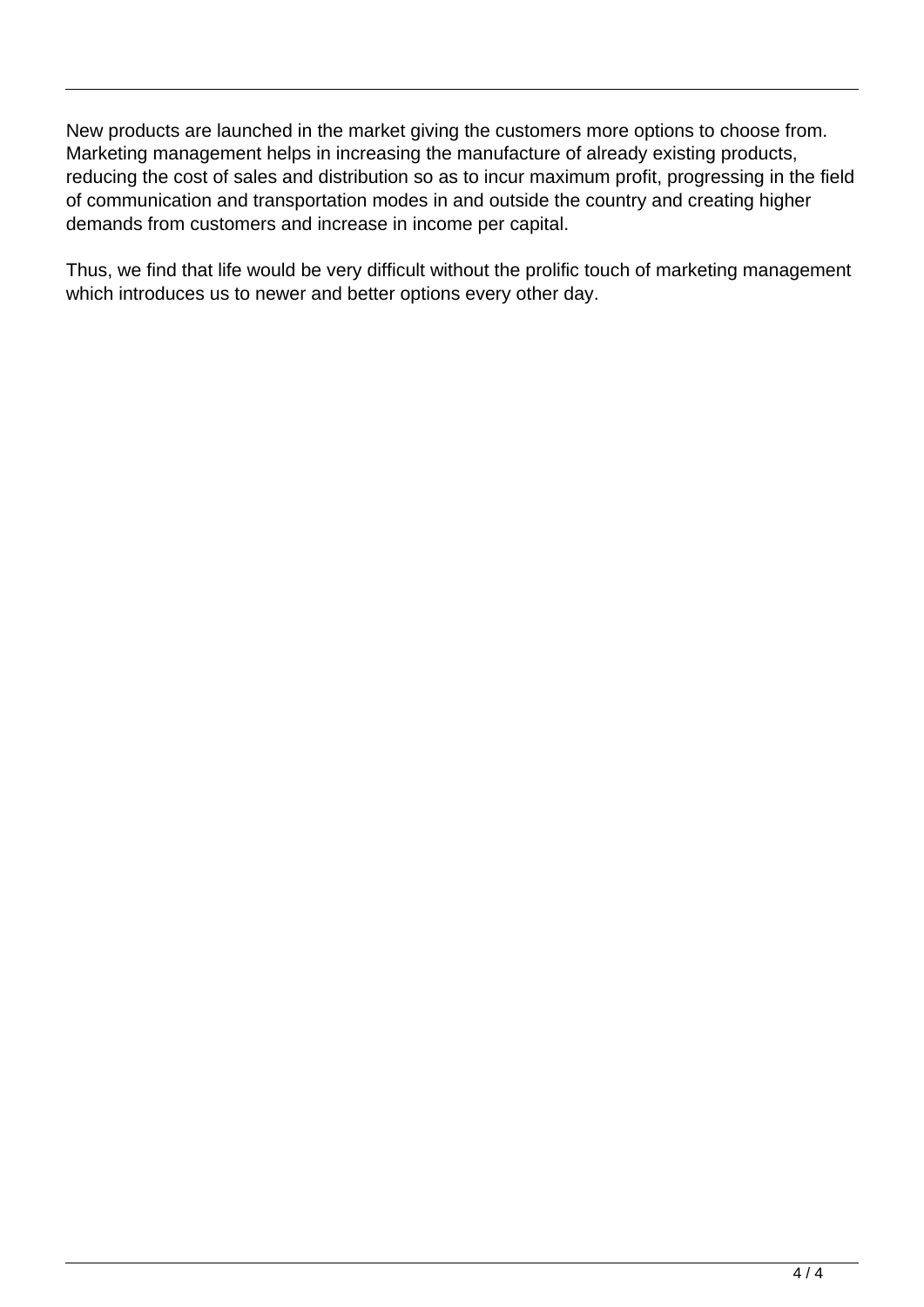New products are launched in the market giving the customers more options to choose from. Marketing management helps in increasing the manufacture of already existing products, reducing the cost of sales and distribution so as to incur maximum profit, progressing in the field of communication and transportation modes in and outside the country and creating higher demands from customers and increase in income per capital.

Thus, we find that life would be very difficult without the prolific touch of marketing management which introduces us to newer and better options every other day.